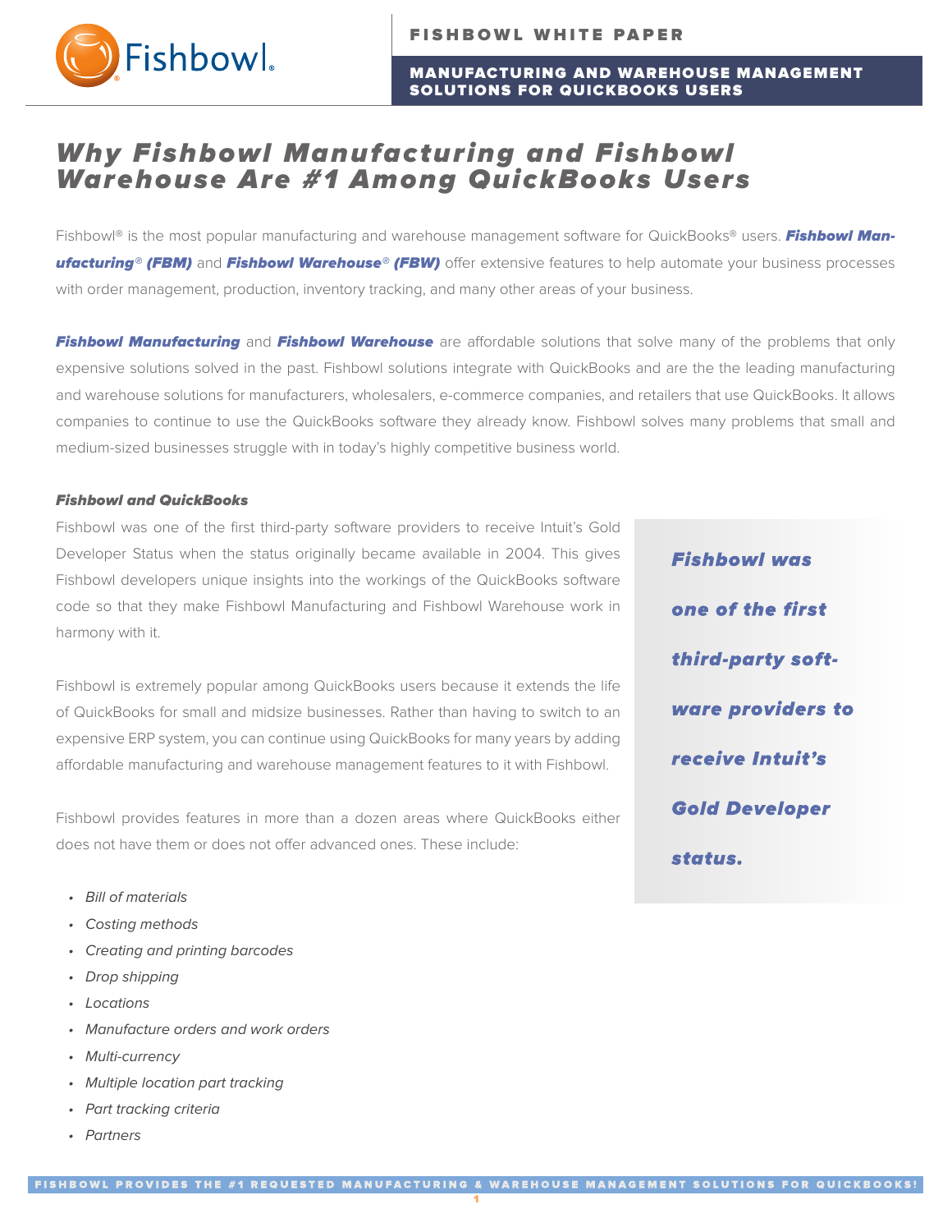# Why Fishbowl Manufacturing and Fishbowl Warehouse Are #1 Among QuickBooks Users

Fishbowl® is the most popular manufacturing and warehouse management software for QuickBooks® users. ***Fishbowl Manufacturing® (FBM)*** and ***Fishbowl Warehouse® (FBW)*** offer extensive features to help automate your business processes with order management, production, inventory tracking, and many other areas of your business.

***Fishbowl Manufacturing*** and ***Fishbowl Warehouse*** are affordable solutions that solve many of the problems that only expensive solutions solved in the past. Fishbowl solutions integrate with QuickBooks and are the the leading manufacturing and warehouse solutions for manufacturers, wholesalers, e-commerce companies, and retailers that use QuickBooks. It allows companies to continue to use the QuickBooks software they already know. Fishbowl solves many problems that small and medium-sized businesses struggle with in today's highly competitive business world.

### *Fishbowl and QuickBooks*

Fishbowl was one of the first third-party software providers to receive Intuit's Gold Developer Status when the status originally became available in 2004. This gives Fishbowl developers unique insights into the workings of the QuickBooks software code so that they make Fishbowl Manufacturing and Fishbowl Warehouse work in harmony with it.

***Fishbowl was one of the first third-party software providers to receive Intuit's Gold Developer status.***

Fishbowl is extremely popular among QuickBooks users because it extends the life of QuickBooks for small and midsize businesses. Rather than having to switch to an expensive ERP system, you can continue using QuickBooks for many years by adding affordable manufacturing and warehouse management features to it with Fishbowl.

Fishbowl provides features in more than a dozen areas where QuickBooks either does not have them or does not offer advanced ones. These include:

- *Bill of materials*
- *Costing methods*
- *Creating and printing barcodes*
- *Drop shipping*
- *Locations*
- *Manufacture orders and work orders*
- *Multi-currency*
- *Multiple location part tracking*
- *Part tracking criteria*
- *Partners*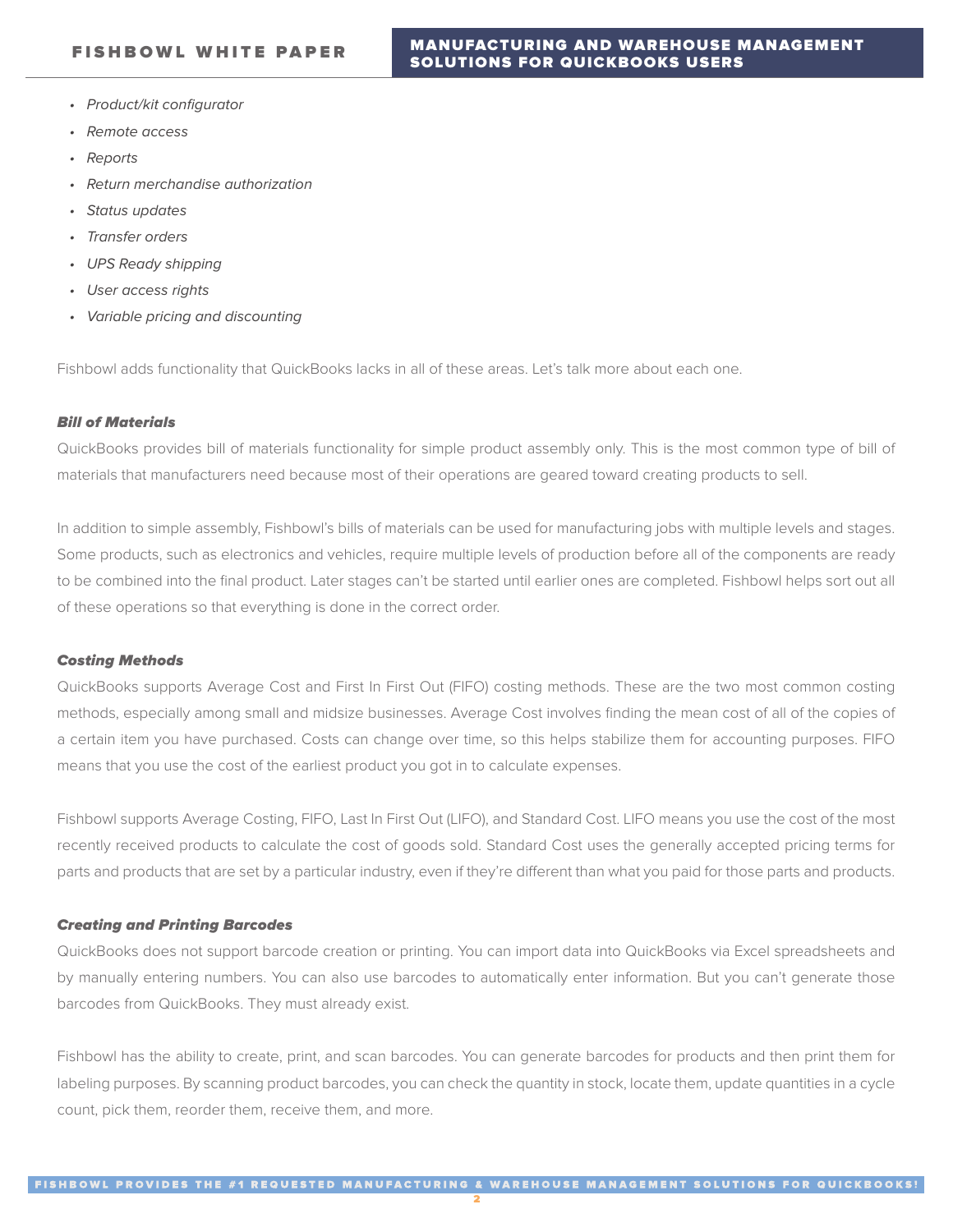- *Product/kit configurator*
- *Remote access*
- *Reports*
- *Return merchandise authorization*
- *Status updates*
- *Transfer orders*
- *UPS Ready shipping*
- *User access rights*
- *Variable pricing and discounting*

Fishbowl adds functionality that QuickBooks lacks in all of these areas. Let's talk more about each one.

### *Bill of Materials*

QuickBooks provides bill of materials functionality for simple product assembly only. This is the most common type of bill of materials that manufacturers need because most of their operations are geared toward creating products to sell.

In addition to simple assembly, Fishbowl's bills of materials can be used for manufacturing jobs with multiple levels and stages. Some products, such as electronics and vehicles, require multiple levels of production before all of the components are ready to be combined into the final product. Later stages can't be started until earlier ones are completed. Fishbowl helps sort out all of these operations so that everything is done in the correct order.

### *Costing Methods*

QuickBooks supports Average Cost and First In First Out (FIFO) costing methods. These are the two most common costing methods, especially among small and midsize businesses. Average Cost involves finding the mean cost of all of the copies of a certain item you have purchased. Costs can change over time, so this helps stabilize them for accounting purposes. FIFO means that you use the cost of the earliest product you got in to calculate expenses.

Fishbowl supports Average Costing, FIFO, Last In First Out (LIFO), and Standard Cost. LIFO means you use the cost of the most recently received products to calculate the cost of goods sold. Standard Cost uses the generally accepted pricing terms for parts and products that are set by a particular industry, even if they're different than what you paid for those parts and products.

### *Creating and Printing Barcodes*

QuickBooks does not support barcode creation or printing. You can import data into QuickBooks via Excel spreadsheets and by manually entering numbers. You can also use barcodes to automatically enter information. But you can't generate those barcodes from QuickBooks. They must already exist.

Fishbowl has the ability to create, print, and scan barcodes. You can generate barcodes for products and then print them for labeling purposes. By scanning product barcodes, you can check the quantity in stock, locate them, update quantities in a cycle count, pick them, reorder them, receive them, and more.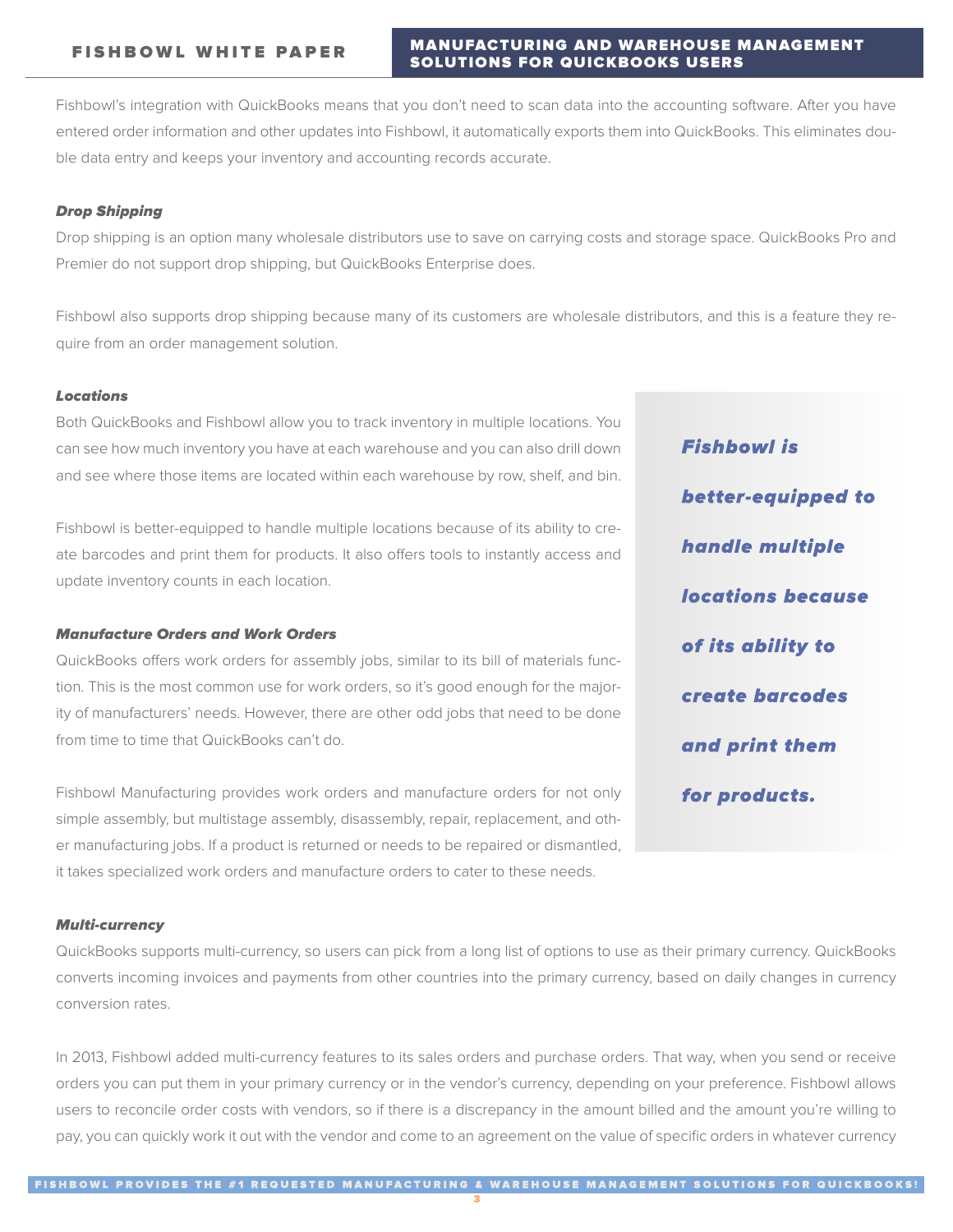Fishbowl's integration with QuickBooks means that you don't need to scan data into the accounting software. After you have entered order information and other updates into Fishbowl, it automatically exports them into QuickBooks. This eliminates double data entry and keeps your inventory and accounting records accurate.

### *Drop Shipping*

Drop shipping is an option many wholesale distributors use to save on carrying costs and storage space. QuickBooks Pro and Premier do not support drop shipping, but QuickBooks Enterprise does.

Fishbowl also supports drop shipping because many of its customers are wholesale distributors, and this is a feature they require from an order management solution.

### *Locations*

Both QuickBooks and Fishbowl allow you to track inventory in multiple locations. You can see how much inventory you have at each warehouse and you can also drill down and see where those items are located within each warehouse by row, shelf, and bin.

Fishbowl is better-equipped to handle multiple locations because of its ability to create barcodes and print them for products. It also offers tools to instantly access and update inventory counts in each location.

> ***Fishbowl is better-equipped to handle multiple locations because of its ability to create barcodes and print them for products.***

### *Manufacture Orders and Work Orders*

QuickBooks offers work orders for assembly jobs, similar to its bill of materials function. This is the most common use for work orders, so it's good enough for the majority of manufacturers' needs. However, there are other odd jobs that need to be done from time to time that QuickBooks can't do.

Fishbowl Manufacturing provides work orders and manufacture orders for not only simple assembly, but multistage assembly, disassembly, repair, replacement, and other manufacturing jobs. If a product is returned or needs to be repaired or dismantled, it takes specialized work orders and manufacture orders to cater to these needs.

### *Multi-currency*

QuickBooks supports multi-currency, so users can pick from a long list of options to use as their primary currency. QuickBooks converts incoming invoices and payments from other countries into the primary currency, based on daily changes in currency conversion rates.

In 2013, Fishbowl added multi-currency features to its sales orders and purchase orders. That way, when you send or receive orders you can put them in your primary currency or in the vendor's currency, depending on your preference. Fishbowl allows users to reconcile order costs with vendors, so if there is a discrepancy in the amount billed and the amount you're willing to pay, you can quickly work it out with the vendor and come to an agreement on the value of specific orders in whatever currency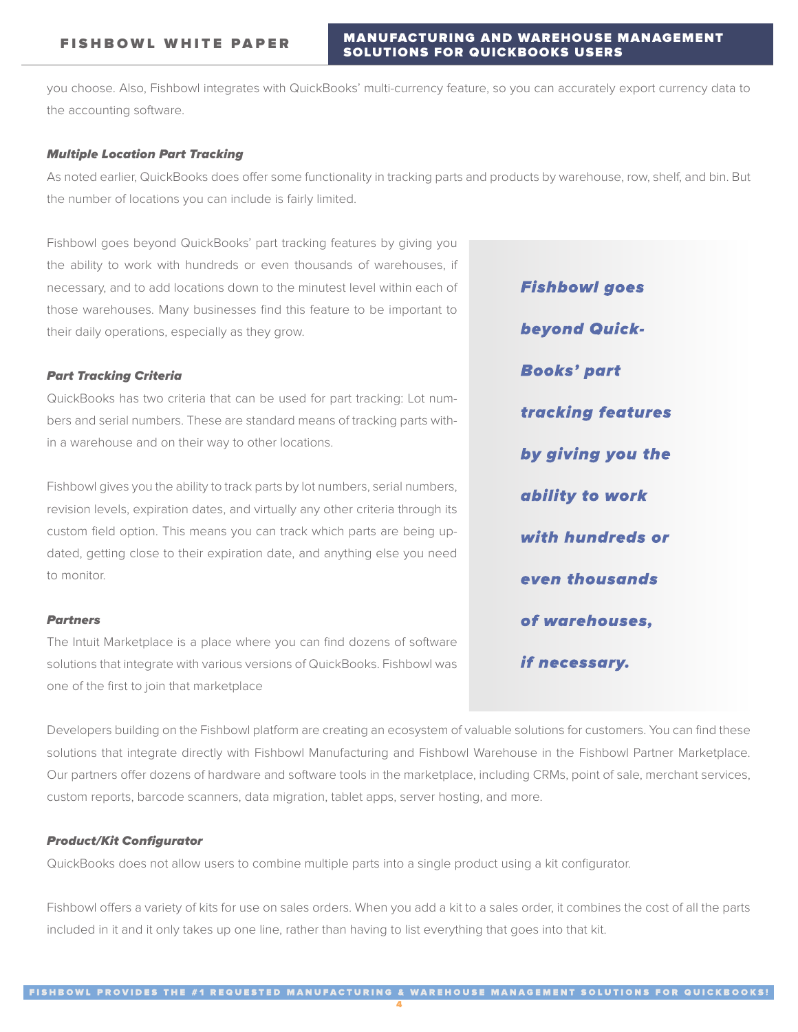you choose. Also, Fishbowl integrates with QuickBooks' multi-currency feature, so you can accurately export currency data to the accounting software.

### *Multiple Location Part Tracking*

As noted earlier, QuickBooks does offer some functionality in tracking parts and products by warehouse, row, shelf, and bin. But the number of locations you can include is fairly limited.

Fishbowl goes beyond QuickBooks' part tracking features by giving you the ability to work with hundreds or even thousands of warehouses, if necessary, and to add locations down to the minutest level within each of those warehouses. Many businesses find this feature to be important to their daily operations, especially as they grow.

> ***Fishbowl goes beyond QuickBooks' part tracking features by giving you the ability to work with hundreds or even thousands of warehouses, if necessary.***

### *Part Tracking Criteria*

QuickBooks has two criteria that can be used for part tracking: Lot numbers and serial numbers. These are standard means of tracking parts within a warehouse and on their way to other locations.

Fishbowl gives you the ability to track parts by lot numbers, serial numbers, revision levels, expiration dates, and virtually any other criteria through its custom field option. This means you can track which parts are being updated, getting close to their expiration date, and anything else you need to monitor.

### *Partners*

The Intuit Marketplace is a place where you can find dozens of software solutions that integrate with various versions of QuickBooks. Fishbowl was one of the first to join that marketplace

Developers building on the Fishbowl platform are creating an ecosystem of valuable solutions for customers. You can find these solutions that integrate directly with Fishbowl Manufacturing and Fishbowl Warehouse in the Fishbowl Partner Marketplace. Our partners offer dozens of hardware and software tools in the marketplace, including CRMs, point of sale, merchant services, custom reports, barcode scanners, data migration, tablet apps, server hosting, and more.

### *Product/Kit Configurator*

QuickBooks does not allow users to combine multiple parts into a single product using a kit configurator.

Fishbowl offers a variety of kits for use on sales orders. When you add a kit to a sales order, it combines the cost of all the parts included in it and it only takes up one line, rather than having to list everything that goes into that kit.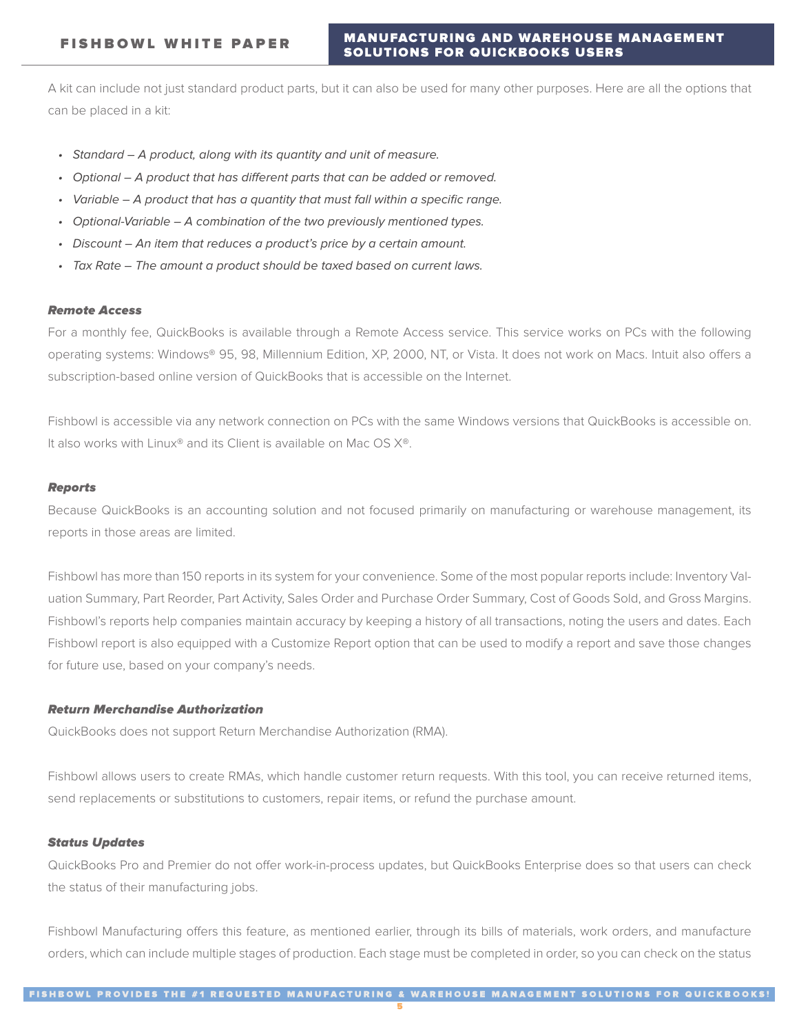A kit can include not just standard product parts, but it can also be used for many other purposes. Here are all the options that can be placed in a kit:

- *Standard – A product, along with its quantity and unit of measure.*
- *Optional – A product that has different parts that can be added or removed.*
- *Variable – A product that has a quantity that must fall within a specific range.*
- *Optional-Variable – A combination of the two previously mentioned types.*
- *Discount – An item that reduces a product's price by a certain amount.*
- *Tax Rate – The amount a product should be taxed based on current laws.*

### *Remote Access*

For a monthly fee, QuickBooks is available through a Remote Access service. This service works on PCs with the following operating systems: Windows® 95, 98, Millennium Edition, XP, 2000, NT, or Vista. It does not work on Macs. Intuit also offers a subscription-based online version of QuickBooks that is accessible on the Internet.

Fishbowl is accessible via any network connection on PCs with the same Windows versions that QuickBooks is accessible on. It also works with Linux® and its Client is available on Mac OS X®.

### *Reports*

Because QuickBooks is an accounting solution and not focused primarily on manufacturing or warehouse management, its reports in those areas are limited.

Fishbowl has more than 150 reports in its system for your convenience. Some of the most popular reports include: Inventory Valuation Summary, Part Reorder, Part Activity, Sales Order and Purchase Order Summary, Cost of Goods Sold, and Gross Margins. Fishbowl's reports help companies maintain accuracy by keeping a history of all transactions, noting the users and dates. Each Fishbowl report is also equipped with a Customize Report option that can be used to modify a report and save those changes for future use, based on your company's needs.

### *Return Merchandise Authorization*

QuickBooks does not support Return Merchandise Authorization (RMA).

Fishbowl allows users to create RMAs, which handle customer return requests. With this tool, you can receive returned items, send replacements or substitutions to customers, repair items, or refund the purchase amount.

### *Status Updates*

QuickBooks Pro and Premier do not offer work-in-process updates, but QuickBooks Enterprise does so that users can check the status of their manufacturing jobs.

Fishbowl Manufacturing offers this feature, as mentioned earlier, through its bills of materials, work orders, and manufacture orders, which can include multiple stages of production. Each stage must be completed in order, so you can check on the status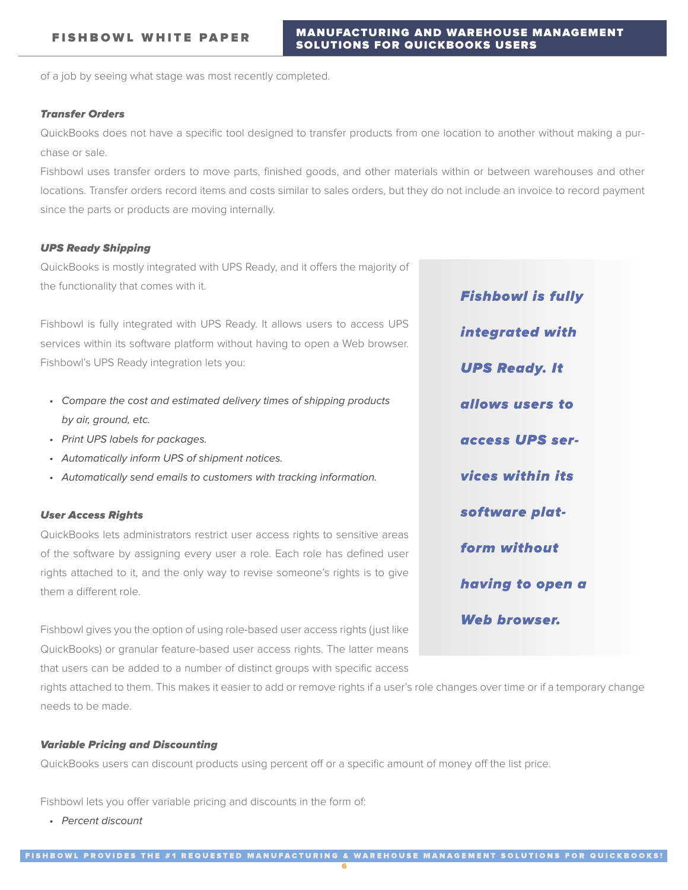of a job by seeing what stage was most recently completed.

### *Transfer Orders*

QuickBooks does not have a specific tool designed to transfer products from one location to another without making a purchase or sale.

Fishbowl uses transfer orders to move parts, finished goods, and other materials within or between warehouses and other locations. Transfer orders record items and costs similar to sales orders, but they do not include an invoice to record payment since the parts or products are moving internally.

### *UPS Ready Shipping*

QuickBooks is mostly integrated with UPS Ready, and it offers the majority of the functionality that comes with it.

Fishbowl is fully integrated with UPS Ready. It allows users to access UPS services within its software platform without having to open a Web browser. Fishbowl's UPS Ready integration lets you:

- *Compare the cost and estimated delivery times of shipping products by air, ground, etc.*
- *Print UPS labels for packages.*
- *Automatically inform UPS of shipment notices.*
- *Automatically send emails to customers with tracking information.*

> ***Fishbowl is fully integrated with UPS Ready. It allows users to access UPS services within its software platform without having to open a Web browser.***

### *User Access Rights*

QuickBooks lets administrators restrict user access rights to sensitive areas of the software by assigning every user a role. Each role has defined user rights attached to it, and the only way to revise someone's rights is to give them a different role.

Fishbowl gives you the option of using role-based user access rights (just like QuickBooks) or granular feature-based user access rights. The latter means that users can be added to a number of distinct groups with specific access rights attached to them. This makes it easier to add or remove rights if a user's role changes over time or if a temporary change needs to be made.

### *Variable Pricing and Discounting*

QuickBooks users can discount products using percent off or a specific amount of money off the list price.

Fishbowl lets you offer variable pricing and discounts in the form of:

- *Percent discount*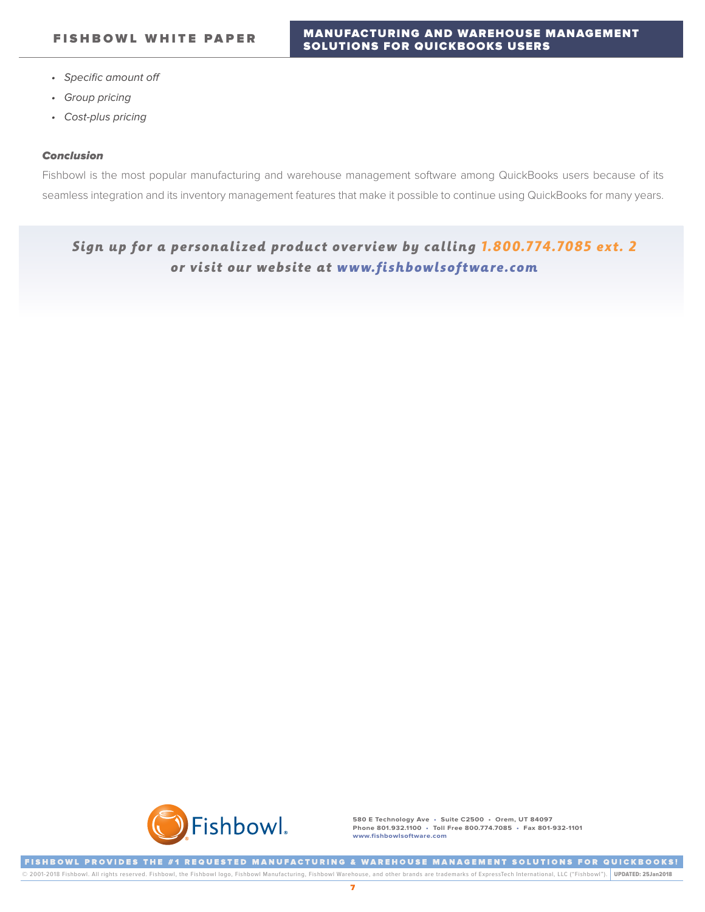- *Specific amount off*
- *Group pricing*
- *Cost-plus pricing*

### *Conclusion*

Fishbowl is the most popular manufacturing and warehouse management software among QuickBooks users because of its seamless integration and its inventory management features that make it possible to continue using QuickBooks for many years.

***Sign up for a personalized product overview by calling 1.800.774.7085 ext. 2 or visit our website at www.fishbowlsoftware.com***

580 E Technology Ave • Suite C2500 • Orem, UT 84097
Phone 801.932.1100 • Toll Free 800.774.7085 • Fax 801-932-1101
www.fishbowlsoftware.com

FISHBOWL PROVIDES THE #1 REQUESTED MANUFACTURING & WAREHOUSE MANAGEMENT SOLUTIONS FOR QUICKBOOKS!

© 2001-2018 Fishbowl. All rights reserved. Fishbowl, the Fishbowl logo, Fishbowl Manufacturing, Fishbowl Warehouse, and other brands are trademarks of ExpressTech International, LLC ("Fishbowl"). UPDATED: 25Jan2018